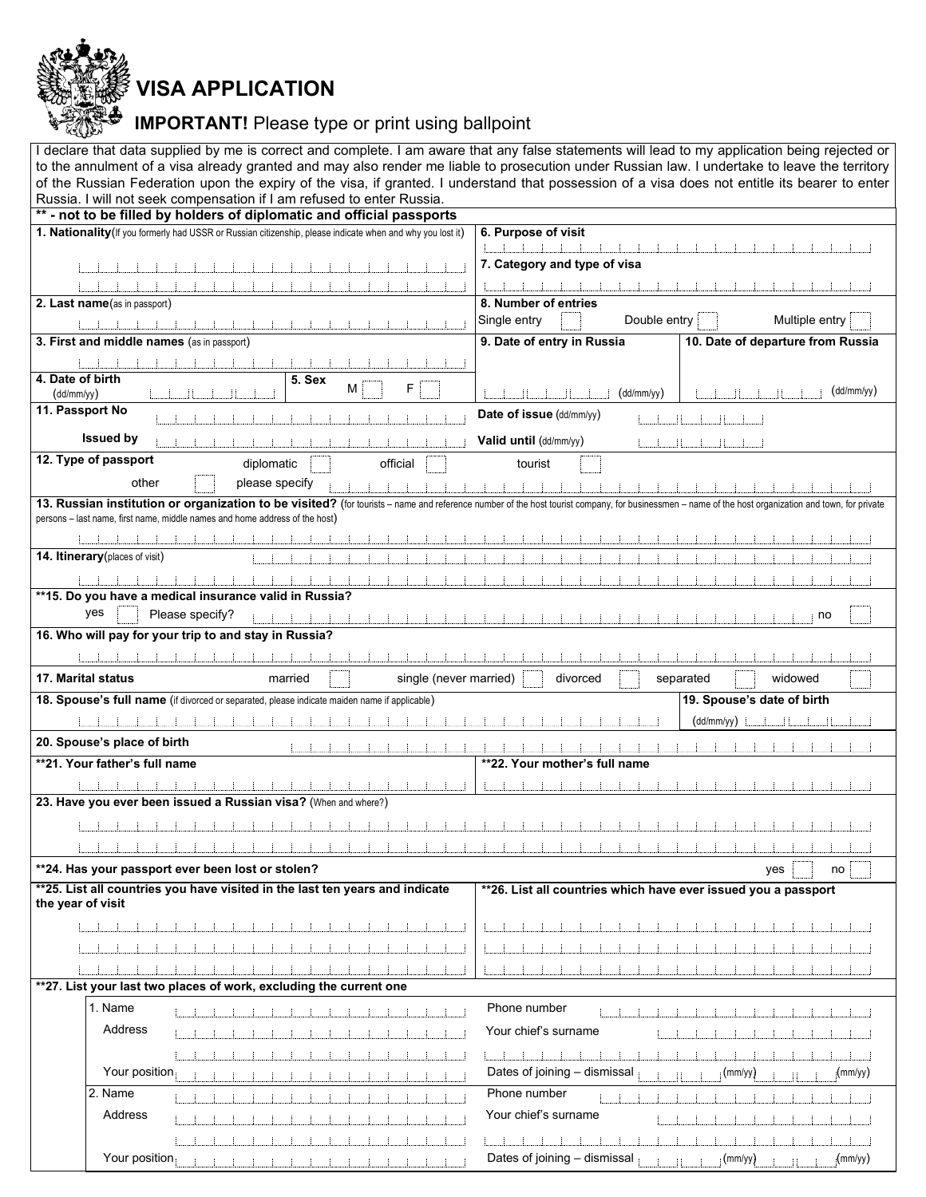# VISA APPLICATION

**IMPORTANT!** Please type or print using ballpoint

I declare that data supplied by me is correct and complete. I am aware that any false statements will lead to my application being rejected or to the annulment of a visa already granted and may also render me liable to prosecution under Russian law. I undertake to leave the territory of the Russian Federation upon the expiry of the visa, if granted. I understand that possession of a visa does not entitle its bearer to enter Russia. I will not seek compensation if I am refused to enter Russia.

**\*\* - not to be filled by holders of diplomatic and official passports**

**1. Nationality**(If you formerly had USSR or Russian citizenship, please indicate when and why you lost it)

**6. Purpose of visit**

**7. Category and type of visa**

**2. Last name**(as in passport)

**8. Number of entries**

Single entry ☐ Double entry ☐ Multiple entry ☐

**3. First and middle names** (as in passport)

**9. Date of entry in Russia** (dd/mm/yy)

**10. Date of departure from Russia** (dd/mm/yy)

**4. Date of birth** (dd/mm/yy)

**5. Sex** M ☐ F ☐

**11. Passport No**

Date of issue (dd/mm/yy)

Issued by

Valid until (dd/mm/yy)

**12. Type of passport** diplomatic ☐ official ☐ tourist ☐

other ☐ please specify

**13. Russian institution or organization to be visited?** (for tourists – name and reference number of the host tourist company, for businessmen – name of the host organization and town, for private persons – last name, first name, middle names and home address of the host)

**14. Itinerary**(places of visit)

**\*\*15. Do you have a medical insurance valid in Russia?**

yes ☐ Please specify? no ☐

**16. Who will pay for your trip to and stay in Russia?**

**17. Marital status** married ☐ single (never married) ☐ divorced ☐ separated ☐ widowed ☐

**18. Spouse's full name** (if divorced or separated, please indicate maiden name if applicable)

**19. Spouse's date of birth** (dd/mm/yy)

**20. Spouse's place of birth**

**\*\*21. Your father's full name**

**\*\*22. Your mother's full name**

**23. Have you ever been issued a Russian visa?** (When and where?)

**\*\*24. Has your passport ever been lost or stolen?** yes ☐ no ☐

**\*\*25. List all countries you have visited in the last ten years and indicate the year of visit**

**\*\*26. List all countries which have ever issued you a passport**

**\*\*27. List your last two places of work, excluding the current one**

1. Name

Phone number

Address

Your chief's surname

Your position

Dates of joining – dismissal (mm/yy) (mm/yy)

2. Name

Phone number

Address

Your chief's surname

Your position

Dates of joining – dismissal (mm/yy) (mm/yy)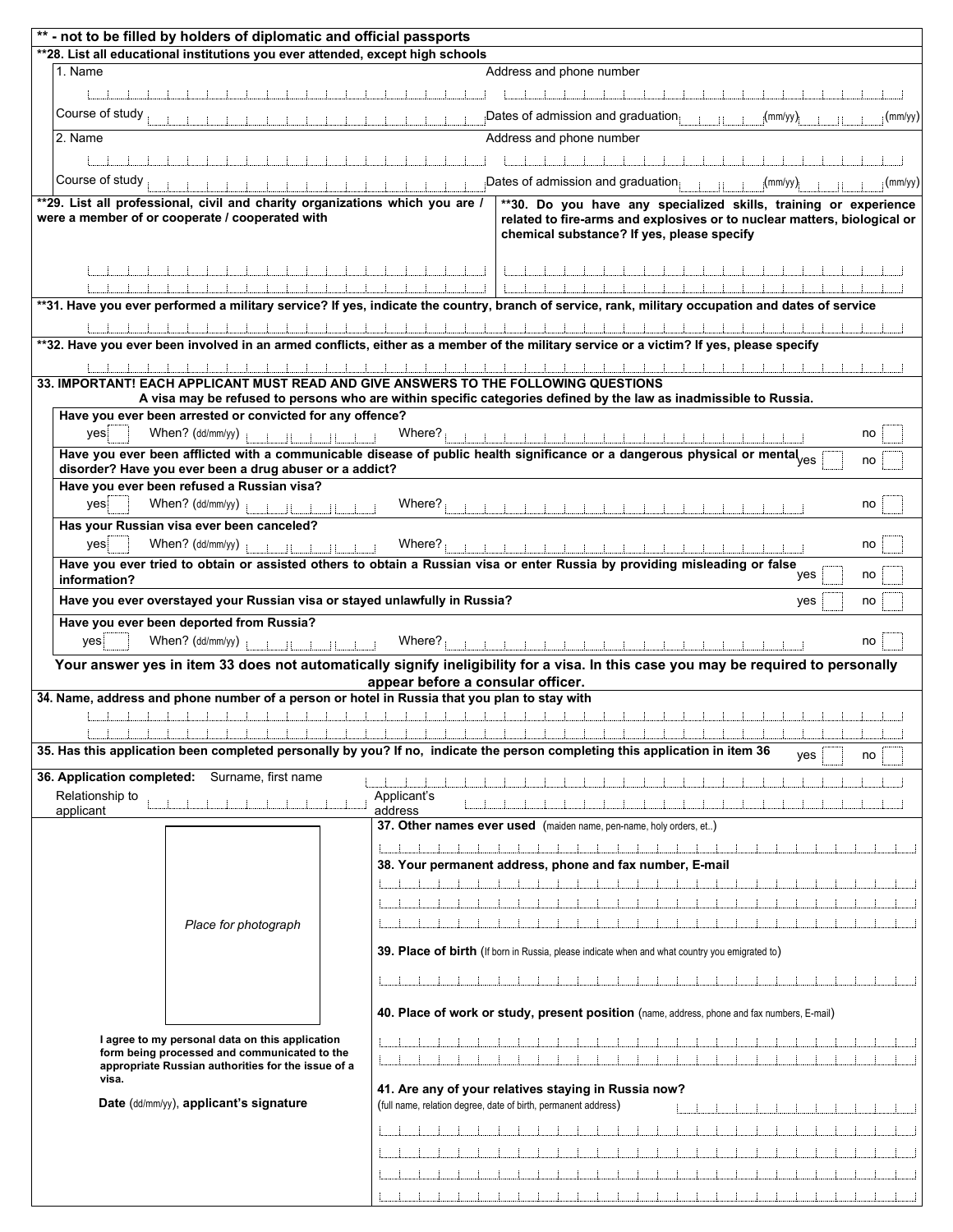**\*\* - not to be filled by holders of diplomatic and official passports**

**\*\*28. List all educational institutions you ever attended, except high schools**

1. Name

Address and phone number

Course of study

Dates of admission and graduation (mm/yy) (mm/yy)

2. Name

Address and phone number

Course of study

Dates of admission and graduation (mm/yy) (mm/yy)

**\*\*29. List all professional, civil and charity organizations which you are / were a member of or cooperate / cooperated with**

**\*\*30. Do you have any specialized skills, training or experience related to fire-arms and explosives or to nuclear matters, biological or chemical substance? If yes, please specify**

**\*\*31. Have you ever performed a military service? If yes, indicate the country, branch of service, rank, military occupation and dates of service**

**\*\*32. Have you ever been involved in an armed conflicts, either as a member of the military service or a victim? If yes, please specify**

**33. IMPORTANT! EACH APPLICANT MUST READ AND GIVE ANSWERS TO THE FOLLOWING QUESTIONS**

**A visa may be refused to persons who are within specific categories defined by the law as inadmissible to Russia.**

**Have you ever been arrested or convicted for any offence?**

yes ☐ When? (dd/mm/yy) Where? no ☐

**Have you ever been afflicted with a communicable disease of public health significance or a dangerous physical or mental disorder? Have you ever been a drug abuser or a addict?** yes ☐ no ☐

**Have you ever been refused a Russian visa?**

yes ☐ When? (dd/mm/yy) Where? no ☐

**Has your Russian visa ever been canceled?**

yes ☐ When? (dd/mm/yy) Where? no ☐

**Have you ever tried to obtain or assisted others to obtain a Russian visa or enter Russia by providing misleading or false information?** yes ☐ no ☐

**Have you ever overstayed your Russian visa or stayed unlawfully in Russia?** yes ☐ no ☐

**Have you ever been deported from Russia?**

yes ☐ When? (dd/mm/yy) Where? no ☐

**Your answer yes in item 33 does not automatically signify ineligibility for a visa. In this case you may be required to personally appear before a consular officer.**

**34. Name, address and phone number of a person or hotel in Russia that you plan to stay with**

**35. Has this application been completed personally by you? If no, indicate the person completing this application in item 36** yes ☐ no ☐

**36. Application completed:** Surname, first name

Relationship to applicant

Applicant's address

*Place for photograph*

**I agree to my personal data on this application form being processed and communicated to the appropriate Russian authorities for the issue of a visa.**

**Date** (dd/mm/yy), **applicant's signature**

**37. Other names ever used** (maiden name, pen-name, holy orders, et..)

**38. Your permanent address, phone and fax number, E-mail**

**39. Place of birth** (If born in Russia, please indicate when and what country you emigrated to)

**40. Place of work or study, present position** (name, address, phone and fax numbers, E-mail)

**41. Are any of your relatives staying in Russia now?**
(full name, relation degree, date of birth, permanent address)